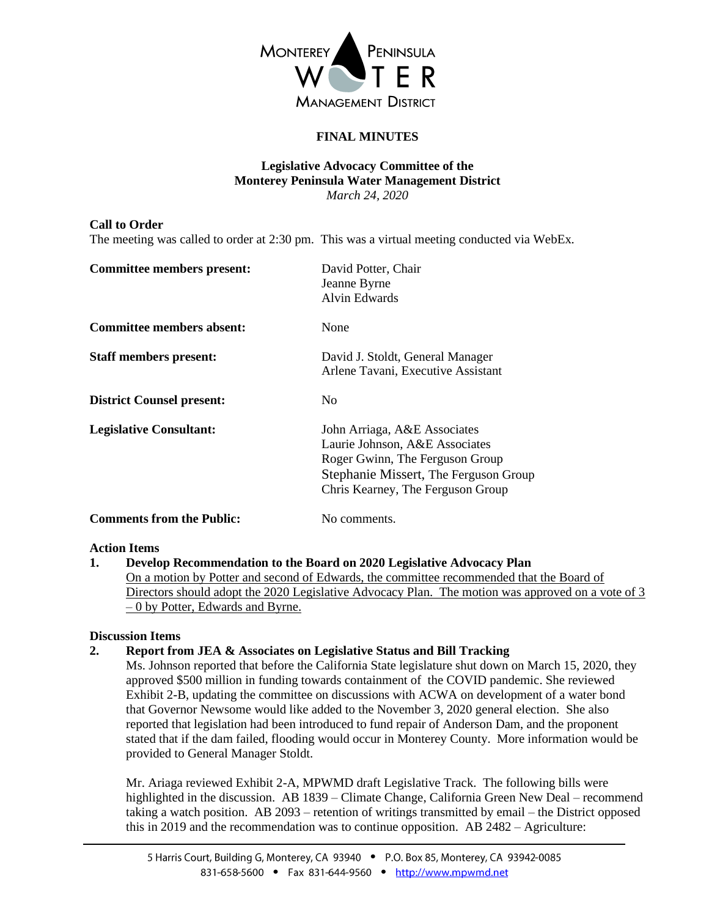MONTEREY PENINSULA WATER MANAGEMENT DISTRICT

# FINAL MINUTES

## Legislative Advocacy Committee of the Monterey Peninsula Water Management District

*March 24, 2020*

**Call to Order**

The meeting was called to order at 2:30 pm. This was a virtual meeting conducted via WebEx.

| | |
|---|---|
| **Committee members present:** | David Potter, Chair<br>Jeanne Byrne<br>Alvin Edwards |
| **Committee members absent:** | None |
| **Staff members present:** | David J. Stoldt, General Manager<br>Arlene Tavani, Executive Assistant |
| **District Counsel present:** | No |
| **Legislative Consultant:** | John Arriaga, A&E Associates<br>Laurie Johnson, A&E Associates<br>Roger Gwinn, The Ferguson Group<br>Stephanie Missert, The Ferguson Group<br>Chris Kearney, The Ferguson Group |
| **Comments from the Public:** | No comments. |

**Action Items**

**1. Develop Recommendation to the Board on 2020 Legislative Advocacy Plan**

On a motion by Potter and second of Edwards, the committee recommended that the Board of Directors should adopt the 2020 Legislative Advocacy Plan. The motion was approved on a vote of 3 – 0 by Potter, Edwards and Byrne.

**Discussion Items**

**2. Report from JEA & Associates on Legislative Status and Bill Tracking**

Ms. Johnson reported that before the California State legislature shut down on March 15, 2020, they approved $500 million in funding towards containment of the COVID pandemic. She reviewed Exhibit 2-B, updating the committee on discussions with ACWA on development of a water bond that Governor Newsome would like added to the November 3, 2020 general election. She also reported that legislation had been introduced to fund repair of Anderson Dam, and the proponent stated that if the dam failed, flooding would occur in Monterey County. More information would be provided to General Manager Stoldt.

Mr. Ariaga reviewed Exhibit 2-A, MPWMD draft Legislative Track. The following bills were highlighted in the discussion. AB 1839 – Climate Change, California Green New Deal – recommend taking a watch position. AB 2093 – retention of writings transmitted by email – the District opposed this in 2019 and the recommendation was to continue opposition. AB 2482 – Agriculture: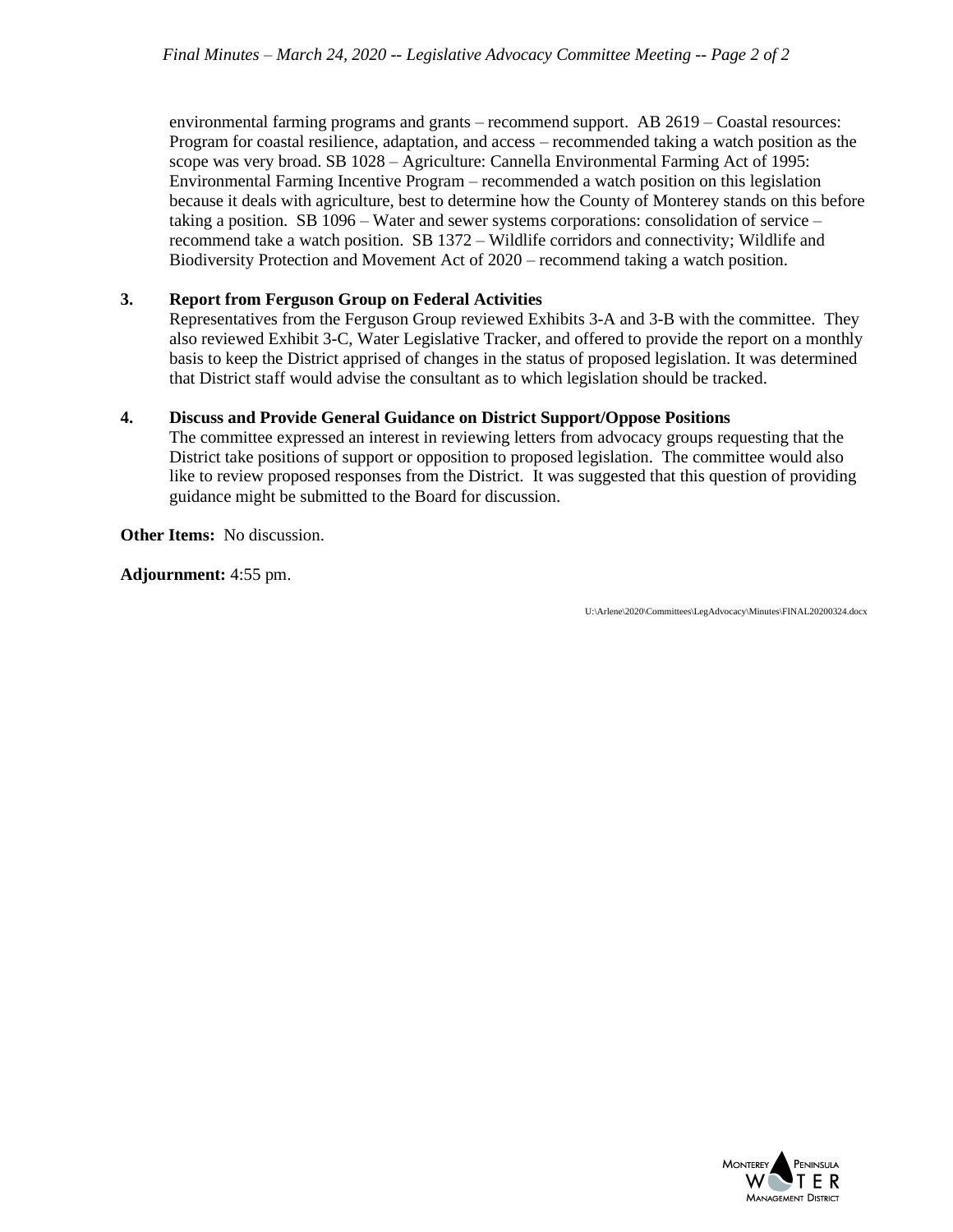environmental farming programs and grants – recommend support. AB 2619 – Coastal resources: Program for coastal resilience, adaptation, and access – recommended taking a watch position as the scope was very broad. SB 1028 – Agriculture: Cannella Environmental Farming Act of 1995: Environmental Farming Incentive Program – recommended a watch position on this legislation because it deals with agriculture, best to determine how the County of Monterey stands on this before taking a position. SB 1096 – Water and sewer systems corporations: consolidation of service – recommend take a watch position. SB 1372 – Wildlife corridors and connectivity; Wildlife and Biodiversity Protection and Movement Act of 2020 – recommend taking a watch position.

**3. Report from Ferguson Group on Federal Activities**

Representatives from the Ferguson Group reviewed Exhibits 3-A and 3-B with the committee. They also reviewed Exhibit 3-C, Water Legislative Tracker, and offered to provide the report on a monthly basis to keep the District apprised of changes in the status of proposed legislation. It was determined that District staff would advise the consultant as to which legislation should be tracked.

**4. Discuss and Provide General Guidance on District Support/Oppose Positions**

The committee expressed an interest in reviewing letters from advocacy groups requesting that the District take positions of support or opposition to proposed legislation. The committee would also like to review proposed responses from the District. It was suggested that this question of providing guidance might be submitted to the Board for discussion.

**Other Items:** No discussion.

**Adjournment:** 4:55 pm.

U:\Arlene\2020\Committees\LegAdvocacy\Minutes\FINAL20200324.docx